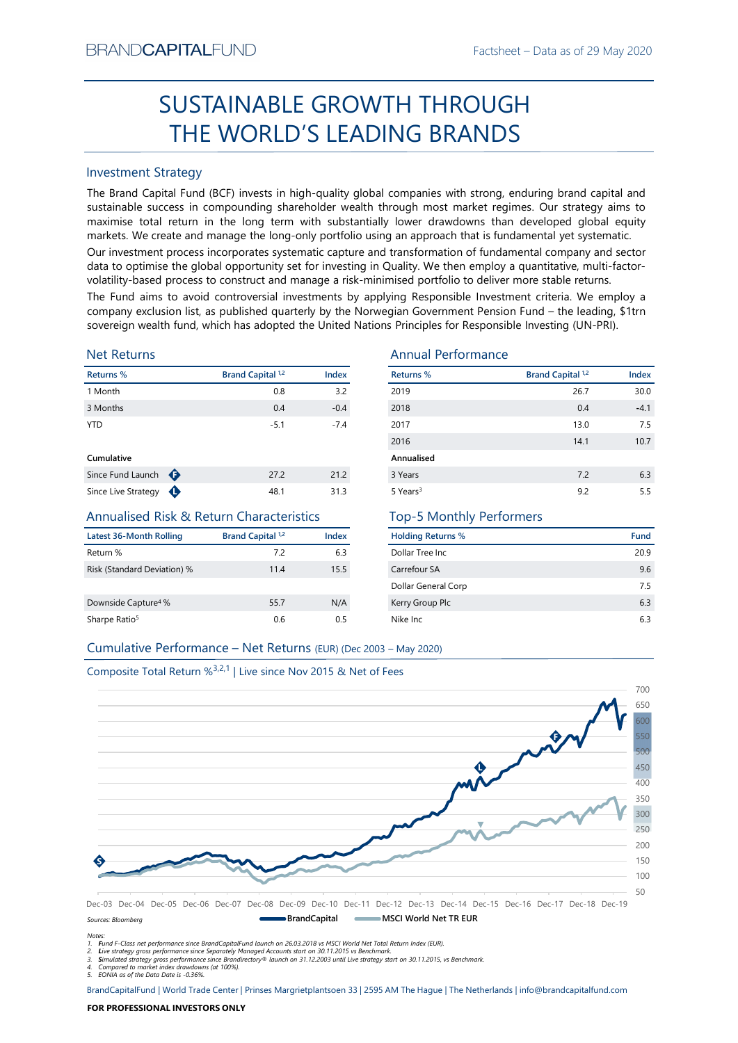BRANDCAPITALFUND

Factsheet – Data as of 29 May 2020

# SUSTAINABLE GROWTH THROUGH THE WORLD'S LEADING BRANDS

## Investment Strategy

The Brand Capital Fund (BCF) invests in high-quality global companies with strong, enduring brand capital and sustainable success in compounding shareholder wealth through most market regimes. Our strategy aims to maximise total return in the long term with substantially lower drawdowns than developed global equity markets. We create and manage the long-only portfolio using an approach that is fundamental yet systematic.

Our investment process incorporates systematic capture and transformation of fundamental company and sector data to optimise the global opportunity set for investing in Quality. We then employ a quantitative, multi-factor-volatility-based process to construct and manage a risk-minimised portfolio to deliver more stable returns.

The Fund aims to avoid controversial investments by applying Responsible Investment criteria. We employ a company exclusion list, as published quarterly by the Norwegian Government Pension Fund – the leading, $1trn sovereign wealth fund, which has adopted the United Nations Principles for Responsible Investing (UN-PRI).

## Net Returns

| Returns % | Brand Capital [1,2] | Index |
|---|---|---|
| 1 Month | 0.8 | 3.2 |
| 3 Months | 0.4 | -0.4 |
| YTD | -5.1 | -7.4 |
| **Cumulative** | | |
| Since Fund Launch (F) | 27.2 | 21.2 |
| Since Live Strategy (L) | 48.1 | 31.3 |

## Annual Performance

| Returns % | Brand Capital [1,2] | Index |
|---|---|---|
| 2019 | 26.7 | 30.0 |
| 2018 | 0.4 | -4.1 |
| 2017 | 13.0 | 7.5 |
| 2016 | 14.1 | 10.7 |
| **Annualised** | | |
| 3 Years | 7.2 | 6.3 |
| 5 Years[3] | 9.2 | 5.5 |

## Annualised Risk & Return Characteristics

| Latest 36-Month Rolling | Brand Capital [1,2] | Index |
|---|---|---|
| Return % | 7.2 | 6.3 |
| Risk (Standard Deviation) % | 11.4 | 15.5 |
| Downside Capture[4] % | 55.7 | N/A |
| Sharpe Ratio[5] | 0.6 | 0.5 |

## Top-5 Monthly Performers

| Holding Returns % | Fund |
|---|---|
| Dollar Tree Inc | 20.9 |
| Carrefour SA | 9.6 |
| Dollar General Corp | 7.5 |
| Kerry Group Plc | 6.3 |
| Nike Inc | 6.3 |

## Cumulative Performance – Net Returns (EUR) (Dec 2003 – May 2020)

Composite Total Return %[3,2,1] | Live since Nov 2015 & Net of Fees

Sources: Bloomberg — BrandCapital — MSCI World Net TR EUR

Notes:
1. Fund F-Class net performance since BrandCapitalFund launch on 26.03.2018 vs MSCI World Net Total Return Index (EUR).
2. Live strategy gross performance since Separately Managed Accounts start on 30.11.2015 vs Benchmark.
3. Simulated strategy gross performance since Brandirectory® launch on 31.12.2003 until Live strategy start on 30.11.2015, vs Benchmark.
4. Compared to market index drawdowns (at 100%).
5. EONIA as of the Data Date is -0.36%.

BrandCapitalFund | World Trade Center | Prinses Margrietplantsoen 33 | 2595 AM The Hague | The Netherlands | info@brandcapitalfund.com

**FOR PROFESSIONAL INVESTORS ONLY**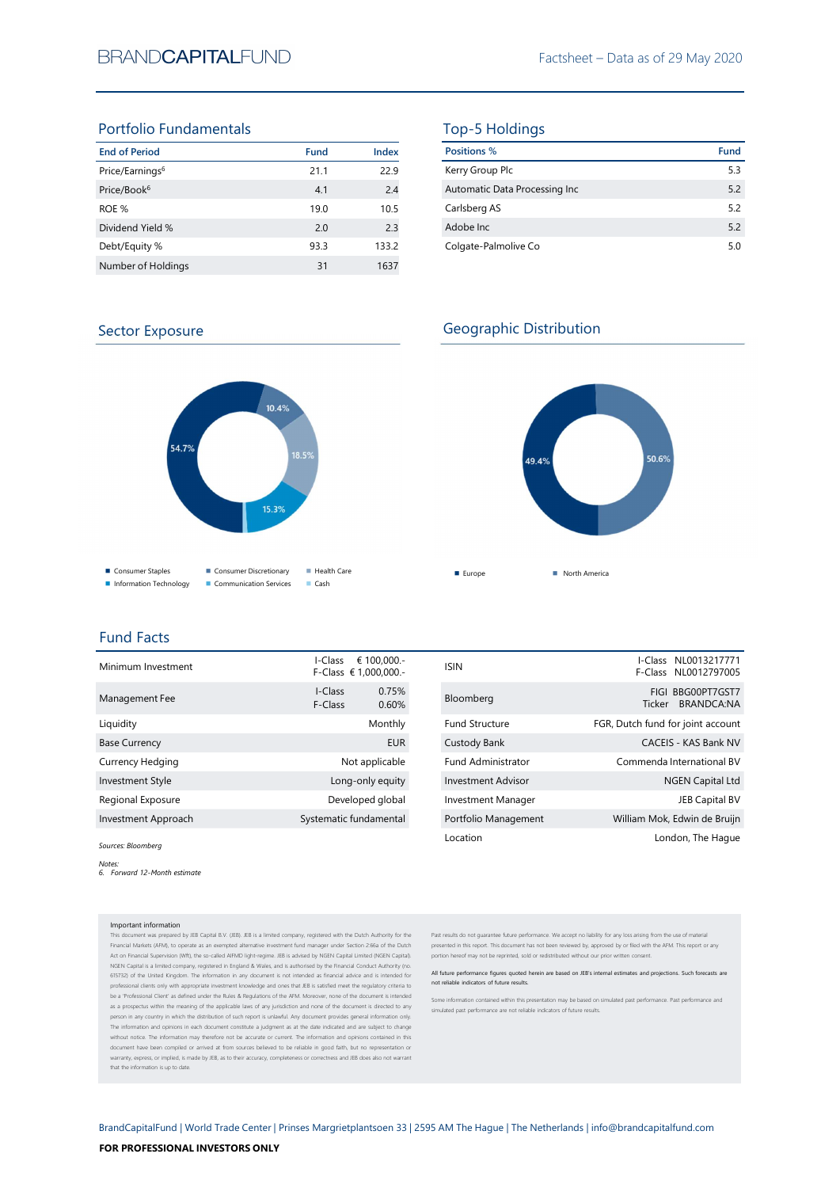BRANDCAPITALFUND

Factsheet – Data as of 29 May 2020

## Portfolio Fundamentals

| End of Period | Fund | Index |
| --- | --- | --- |
| Price/Earnings[6] | 21.1 | 22.9 |
| Price/Book[6] | 4.1 | 2.4 |
| ROE % | 19.0 | 10.5 |
| Dividend Yield % | 2.0 | 2.3 |
| Debt/Equity % | 93.3 | 133.2 |
| Number of Holdings | 31 | 1637 |

## Top-5 Holdings

| Positions % | Fund |
| --- | --- |
| Kerry Group Plc | 5.3 |
| Automatic Data Processing Inc | 5.2 |
| Carlsberg AS | 5.2 |
| Adobe Inc | 5.2 |
| Colgate-Palmolive Co | 5.0 |

## Sector Exposure

10.4%
18.5%
15.3%
54.7%

Consumer Staples
Consumer Discretionary
Health Care
Information Technology
Communication Services
Cash

## Geographic Distribution

49.4%
50.6%

Europe
North America

## Fund Facts

| | |
| --- | --- |
| Minimum Investment | I-Class € 100,000.- F-Class € 1,000,000.- |
| Management Fee | I-Class 0.75% F-Class 0.60% |
| Liquidity | Monthly |
| Base Currency | EUR |
| Currency Hedging | Not applicable |
| Investment Style | Long-only equity |
| Regional Exposure | Developed global |
| Investment Approach | Systematic fundamental |

| | |
| --- | --- |
| ISIN | I-Class NL0013217771 F-Class NL0012797005 |
| Bloomberg | FIGI BBG00PT7GST7 Ticker BRANDCA:NA |
| Fund Structure | FGR, Dutch fund for joint account |
| Custody Bank | CACEIS - KAS Bank NV |
| Fund Administrator | Commenda International BV |
| Investment Advisor | NGEN Capital Ltd |
| Investment Manager | JEB Capital BV |
| Portfolio Management | William Mok, Edwin de Bruijn |
| Location | London, The Hague |

*Sources: Bloomberg*

*Notes:*
*6. Forward 12-Month estimate*

Important information

This document was prepared by JEB Capital B.V. (JEB). JEB is a limited company, registered with the Dutch Authority for the Financial Markets (AFM), to operate as an exempted alternative investment fund manager under Section 2:66a of the Dutch Act on Financial Supervision (Wft), the so-called AIFMD light-regime. JEB is advised by NGEN Capital Limited (NGEN Capital). NGEN Capital is a limited company, registered in England & Wales, and is authorised by the Financial Conduct Authority (no. 615732) of the United Kingdom. The information in any document is not intended as financial advice and is intended for professional clients only with appropriate investment knowledge and ones that JEB is satisfied meet the regulatory criteria to be a 'Professional Client' as defined under the Rules & Regulations of the AFM. Moreover, none of the document is intended as a prospectus within the meaning of the applicable laws of any jurisdiction and none of the document is directed to any person in any country in which the distribution of such report is unlawful. Any document provides general information only. The information and opinions in each document constitute a judgment as at the date indicated and are subject to change without notice. The information may therefore not be accurate or current. The information and opinions contained in this document have been compiled or arrived at from sources believed to be reliable in good faith, but no representation or warranty, express, or implied, is made by JEB, as to their accuracy, completeness or correctness and JEB does also not warrant that the information is up to date.

Past results do not guarantee future performance. We accept no liability for any loss arising from the use of material presented in this report. This document has not been reviewed by, approved by or filed with the AFM. This report or any portion hereof may not be reprinted, sold or redistributed without our prior written consent.

All future performance figures quoted herein are based on JEB's internal estimates and projections. Such forecasts are not reliable indicators of future results.

Some information contained within this presentation may be based on simulated past performance. Past performance and simulated past performance are not reliable indicators of future results.

BrandCapitalFund | World Trade Center | Prinses Margrietplantsoen 33 | 2595 AM The Hague | The Netherlands | info@brandcapitalfund.com

**FOR PROFESSIONAL INVESTORS ONLY**